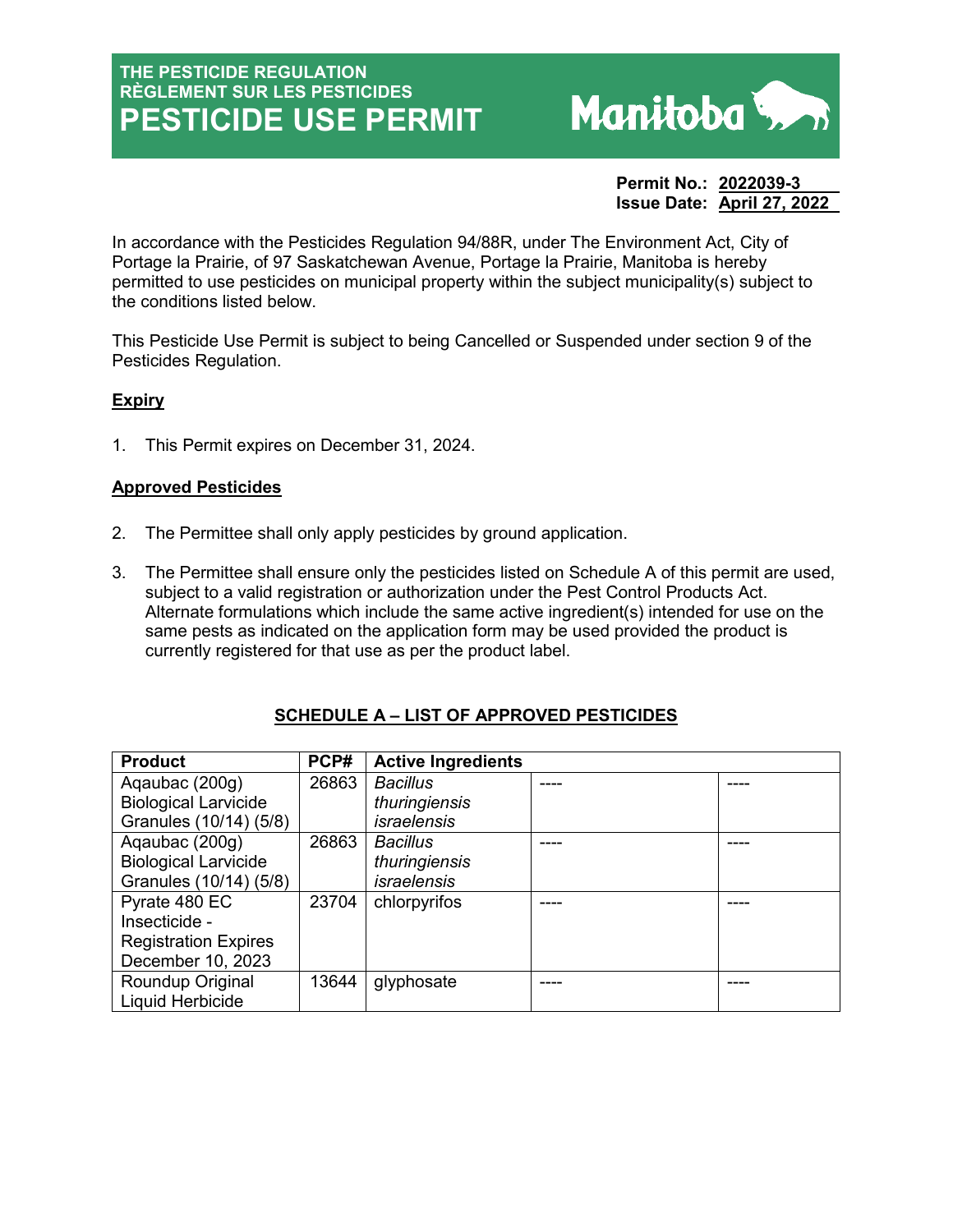# THE PESTICIDE REGULATION
## RÈGLEMENT SUR LES PESTICIDES
# PESTICIDE USE PERMIT

Manitoba

**Permit No.:** **2022039-3**
**Issue Date:** **April 27, 2022**

In accordance with the Pesticides Regulation 94/88R, under The Environment Act, City of Portage la Prairie, of 97 Saskatchewan Avenue, Portage la Prairie, Manitoba is hereby permitted to use pesticides on municipal property within the subject municipality(s) subject to the conditions listed below.

This Pesticide Use Permit is subject to being Cancelled or Suspended under section 9 of the Pesticides Regulation.

**Expiry**

1. This Permit expires on December 31, 2024.

**Approved Pesticides**

2. The Permittee shall only apply pesticides by ground application.
3. The Permittee shall ensure only the pesticides listed on Schedule A of this permit are used, subject to a valid registration or authorization under the Pest Control Products Act. Alternate formulations which include the same active ingredient(s) intended for use on the same pests as indicated on the application form may be used provided the product is currently registered for that use as per the product label.

**SCHEDULE A – LIST OF APPROVED PESTICIDES**

| Product | PCP# | Active Ingredients | | |
|---|---|---|---|---|
| Aqaubac (200g) Biological Larvicide Granules (10/14) (5/8) | 26863 | *Bacillus thuringiensis israelensis* | ---- | ---- |
| Aqaubac (200g) Biological Larvicide Granules (10/14) (5/8) | 26863 | *Bacillus thuringiensis israelensis* | ---- | ---- |
| Pyrate 480 EC Insecticide - Registration Expires December 10, 2023 | 23704 | chlorpyrifos | ---- | ---- |
| Roundup Original Liquid Herbicide | 13644 | glyphosate | ---- | ---- |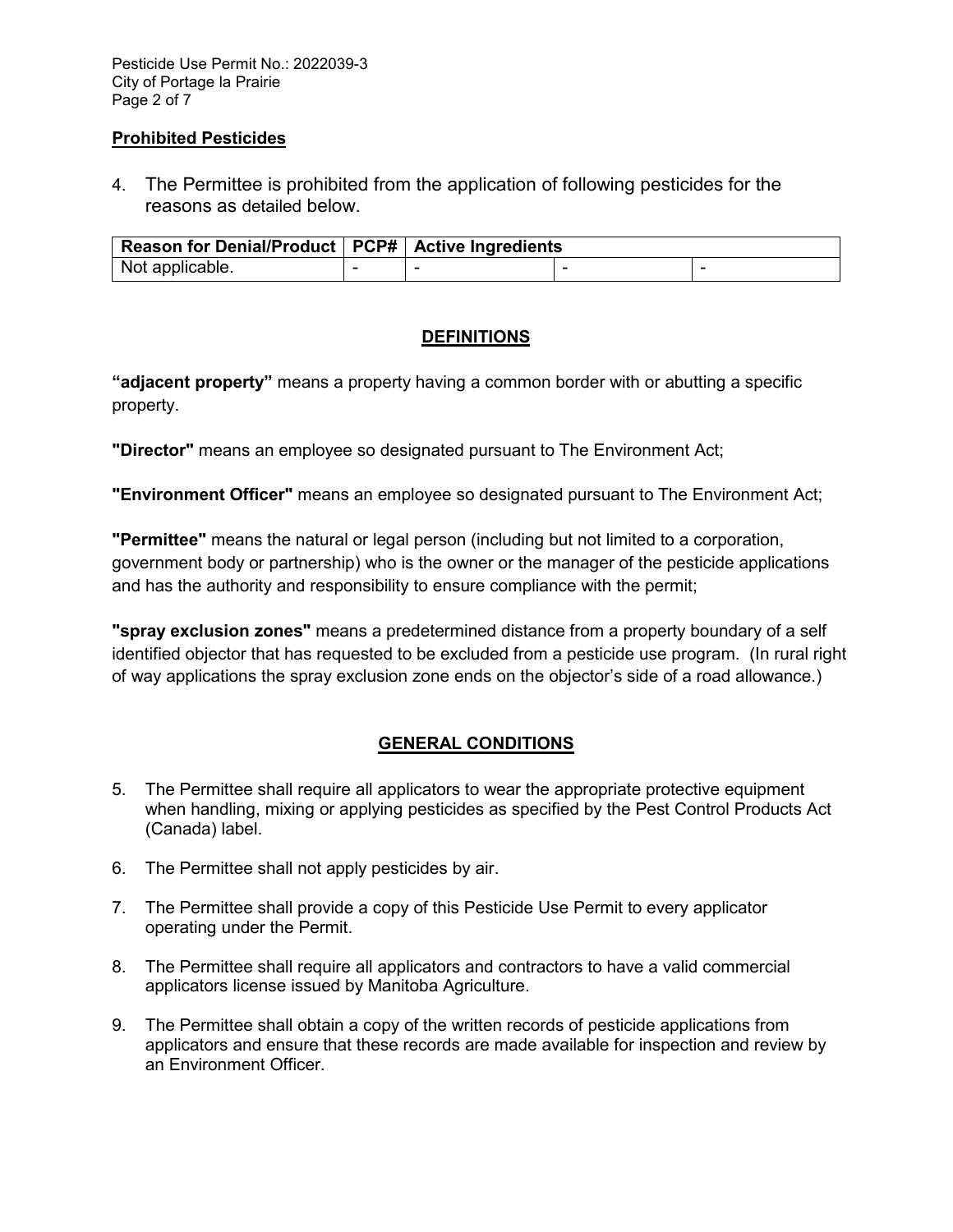## Prohibited Pesticides

4. The Permittee is prohibited from the application of following pesticides for the reasons as detailed below.

| Reason for Denial/Product | PCP# | Active Ingredients | | |
|---|---|---|---|---|
| Not applicable. | - | - | - | - |

## DEFINITIONS

**"adjacent property"** means a property having a common border with or abutting a specific property.

**"Director"** means an employee so designated pursuant to The Environment Act;

**"Environment Officer"** means an employee so designated pursuant to The Environment Act;

**"Permittee"** means the natural or legal person (including but not limited to a corporation, government body or partnership) who is the owner or the manager of the pesticide applications and has the authority and responsibility to ensure compliance with the permit;

**"spray exclusion zones"** means a predetermined distance from a property boundary of a self identified objector that has requested to be excluded from a pesticide use program. (In rural right of way applications the spray exclusion zone ends on the objector's side of a road allowance.)

## GENERAL CONDITIONS

5. The Permittee shall require all applicators to wear the appropriate protective equipment when handling, mixing or applying pesticides as specified by the Pest Control Products Act (Canada) label.

6. The Permittee shall not apply pesticides by air.

7. The Permittee shall provide a copy of this Pesticide Use Permit to every applicator operating under the Permit.

8. The Permittee shall require all applicators and contractors to have a valid commercial applicators license issued by Manitoba Agriculture.

9. The Permittee shall obtain a copy of the written records of pesticide applications from applicators and ensure that these records are made available for inspection and review by an Environment Officer.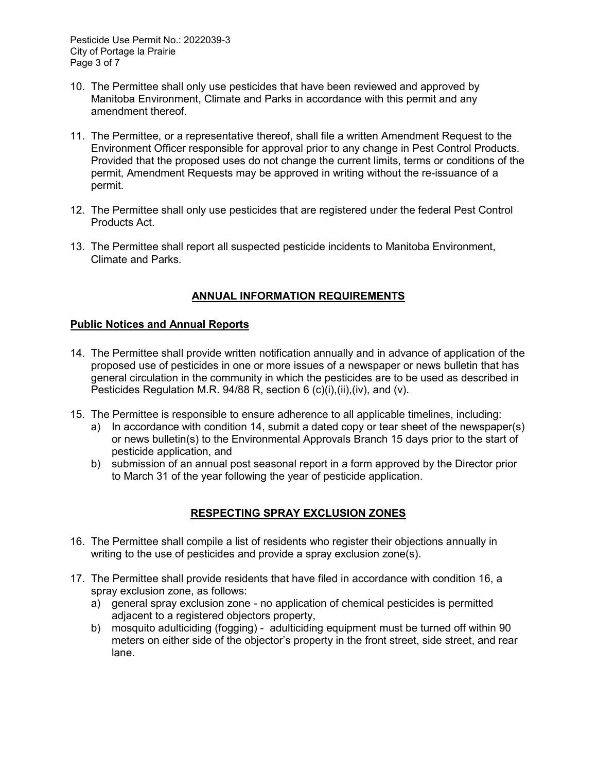10. The Permittee shall only use pesticides that have been reviewed and approved by Manitoba Environment, Climate and Parks in accordance with this permit and any amendment thereof.

11. The Permittee, or a representative thereof, shall file a written Amendment Request to the Environment Officer responsible for approval prior to any change in Pest Control Products. Provided that the proposed uses do not change the current limits, terms or conditions of the permit, Amendment Requests may be approved in writing without the re-issuance of a permit.

12. The Permittee shall only use pesticides that are registered under the federal Pest Control Products Act.

13. The Permittee shall report all suspected pesticide incidents to Manitoba Environment, Climate and Parks.

## ANNUAL INFORMATION REQUIREMENTS

### Public Notices and Annual Reports

14. The Permittee shall provide written notification annually and in advance of application of the proposed use of pesticides in one or more issues of a newspaper or news bulletin that has general circulation in the community in which the pesticides are to be used as described in Pesticides Regulation M.R. 94/88 R, section 6 (c)(i),(ii),(iv), and (v).

15. The Permittee is responsible to ensure adherence to all applicable timelines, including:
    a) In accordance with condition 14, submit a dated copy or tear sheet of the newspaper(s) or news bulletin(s) to the Environmental Approvals Branch 15 days prior to the start of pesticide application, and
    b) submission of an annual post seasonal report in a form approved by the Director prior to March 31 of the year following the year of pesticide application.

## RESPECTING SPRAY EXCLUSION ZONES

16. The Permittee shall compile a list of residents who register their objections annually in writing to the use of pesticides and provide a spray exclusion zone(s).

17. The Permittee shall provide residents that have filed in accordance with condition 16, a spray exclusion zone, as follows:
    a) general spray exclusion zone - no application of chemical pesticides is permitted adjacent to a registered objectors property,
    b) mosquito adulticiding (fogging) - adulticiding equipment must be turned off within 90 meters on either side of the objector's property in the front street, side street, and rear lane.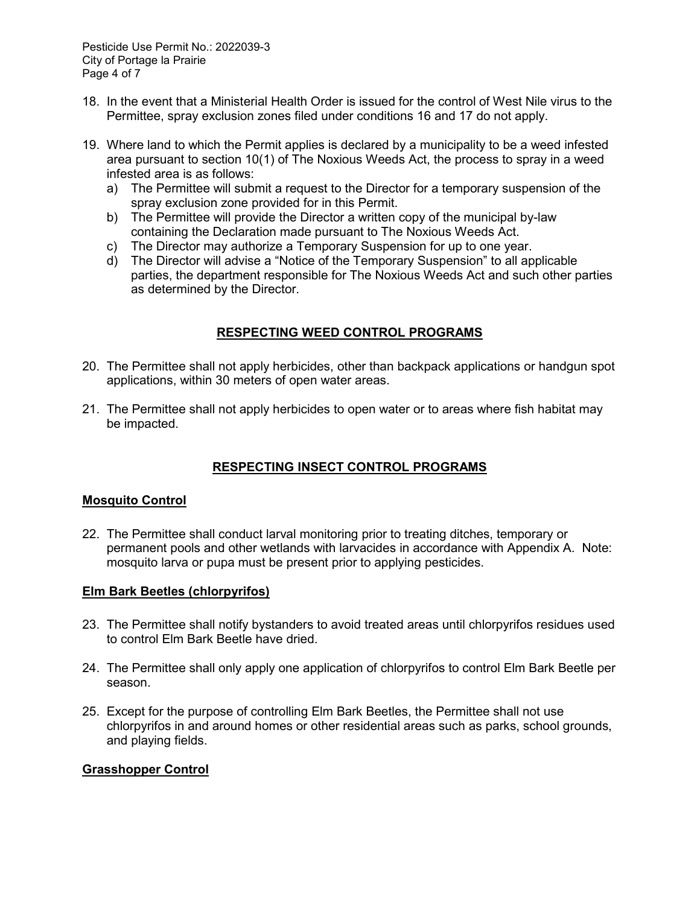18. In the event that a Ministerial Health Order is issued for the control of West Nile virus to the Permittee, spray exclusion zones filed under conditions 16 and 17 do not apply.

19. Where land to which the Permit applies is declared by a municipality to be a weed infested area pursuant to section 10(1) of The Noxious Weeds Act, the process to spray in a weed infested area is as follows:
    a) The Permittee will submit a request to the Director for a temporary suspension of the spray exclusion zone provided for in this Permit.
    b) The Permittee will provide the Director a written copy of the municipal by-law containing the Declaration made pursuant to The Noxious Weeds Act.
    c) The Director may authorize a Temporary Suspension for up to one year.
    d) The Director will advise a "Notice of the Temporary Suspension" to all applicable parties, the department responsible for The Noxious Weeds Act and such other parties as determined by the Director.

## RESPECTING WEED CONTROL PROGRAMS

20. The Permittee shall not apply herbicides, other than backpack applications or handgun spot applications, within 30 meters of open water areas.

21. The Permittee shall not apply herbicides to open water or to areas where fish habitat may be impacted.

## RESPECTING INSECT CONTROL PROGRAMS

### Mosquito Control

22. The Permittee shall conduct larval monitoring prior to treating ditches, temporary or permanent pools and other wetlands with larvacides in accordance with Appendix A. Note: mosquito larva or pupa must be present prior to applying pesticides.

### Elm Bark Beetles (chlorpyrifos)

23. The Permittee shall notify bystanders to avoid treated areas until chlorpyrifos residues used to control Elm Bark Beetle have dried.

24. The Permittee shall only apply one application of chlorpyrifos to control Elm Bark Beetle per season.

25. Except for the purpose of controlling Elm Bark Beetles, the Permittee shall not use chlorpyrifos in and around homes or other residential areas such as parks, school grounds, and playing fields.

### Grasshopper Control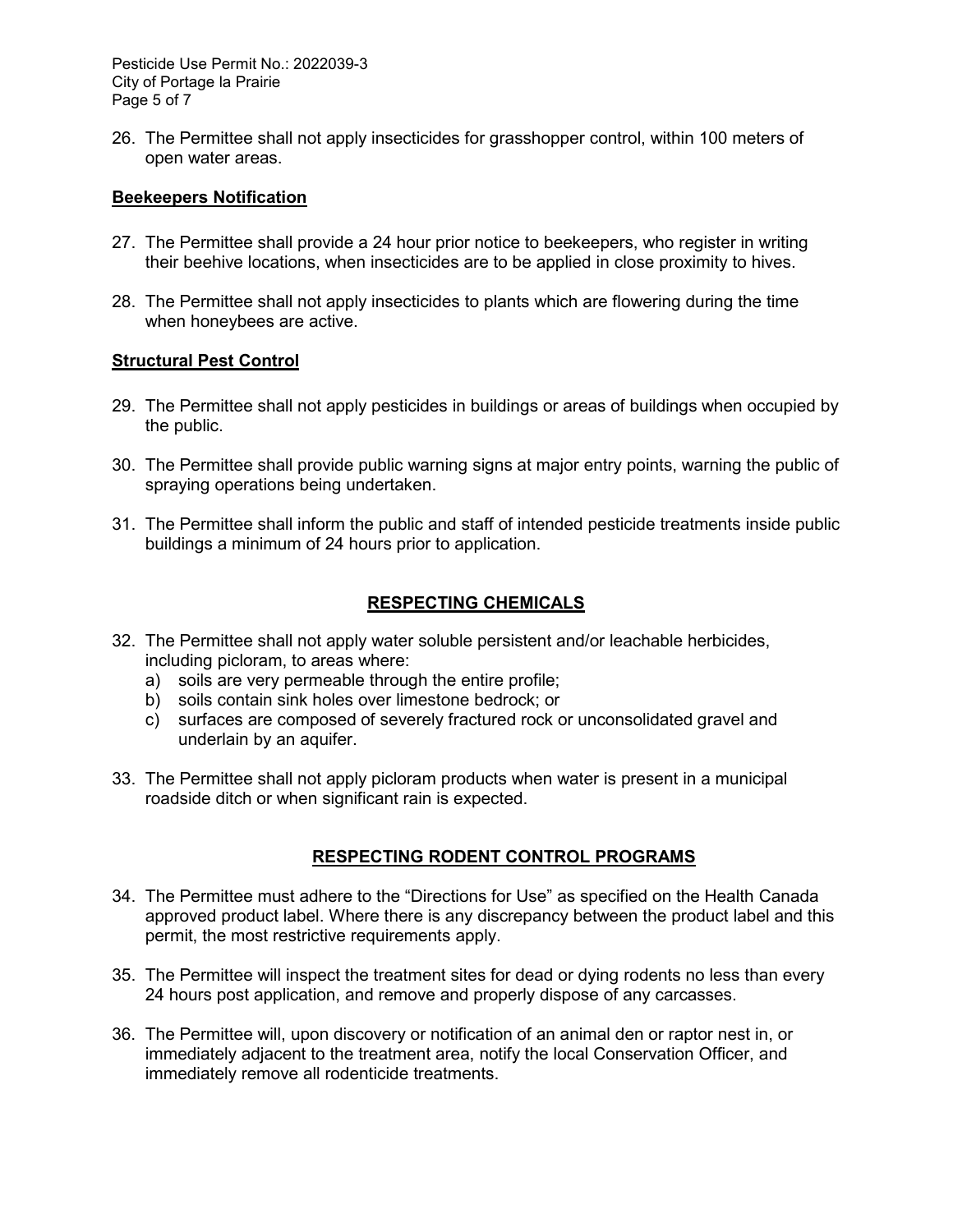26. The Permittee shall not apply insecticides for grasshopper control, within 100 meters of open water areas.

**Beekeepers Notification**

27. The Permittee shall provide a 24 hour prior notice to beekeepers, who register in writing their beehive locations, when insecticides are to be applied in close proximity to hives.

28. The Permittee shall not apply insecticides to plants which are flowering during the time when honeybees are active.

**Structural Pest Control**

29. The Permittee shall not apply pesticides in buildings or areas of buildings when occupied by the public.

30. The Permittee shall provide public warning signs at major entry points, warning the public of spraying operations being undertaken.

31. The Permittee shall inform the public and staff of intended pesticide treatments inside public buildings a minimum of 24 hours prior to application.

## RESPECTING CHEMICALS

32. The Permittee shall not apply water soluble persistent and/or leachable herbicides, including picloram, to areas where:
    a) soils are very permeable through the entire profile;
    b) soils contain sink holes over limestone bedrock; or
    c) surfaces are composed of severely fractured rock or unconsolidated gravel and underlain by an aquifer.

33. The Permittee shall not apply picloram products when water is present in a municipal roadside ditch or when significant rain is expected.

## RESPECTING RODENT CONTROL PROGRAMS

34. The Permittee must adhere to the “Directions for Use” as specified on the Health Canada approved product label. Where there is any discrepancy between the product label and this permit, the most restrictive requirements apply.

35. The Permittee will inspect the treatment sites for dead or dying rodents no less than every 24 hours post application, and remove and properly dispose of any carcasses.

36. The Permittee will, upon discovery or notification of an animal den or raptor nest in, or immediately adjacent to the treatment area, notify the local Conservation Officer, and immediately remove all rodenticide treatments.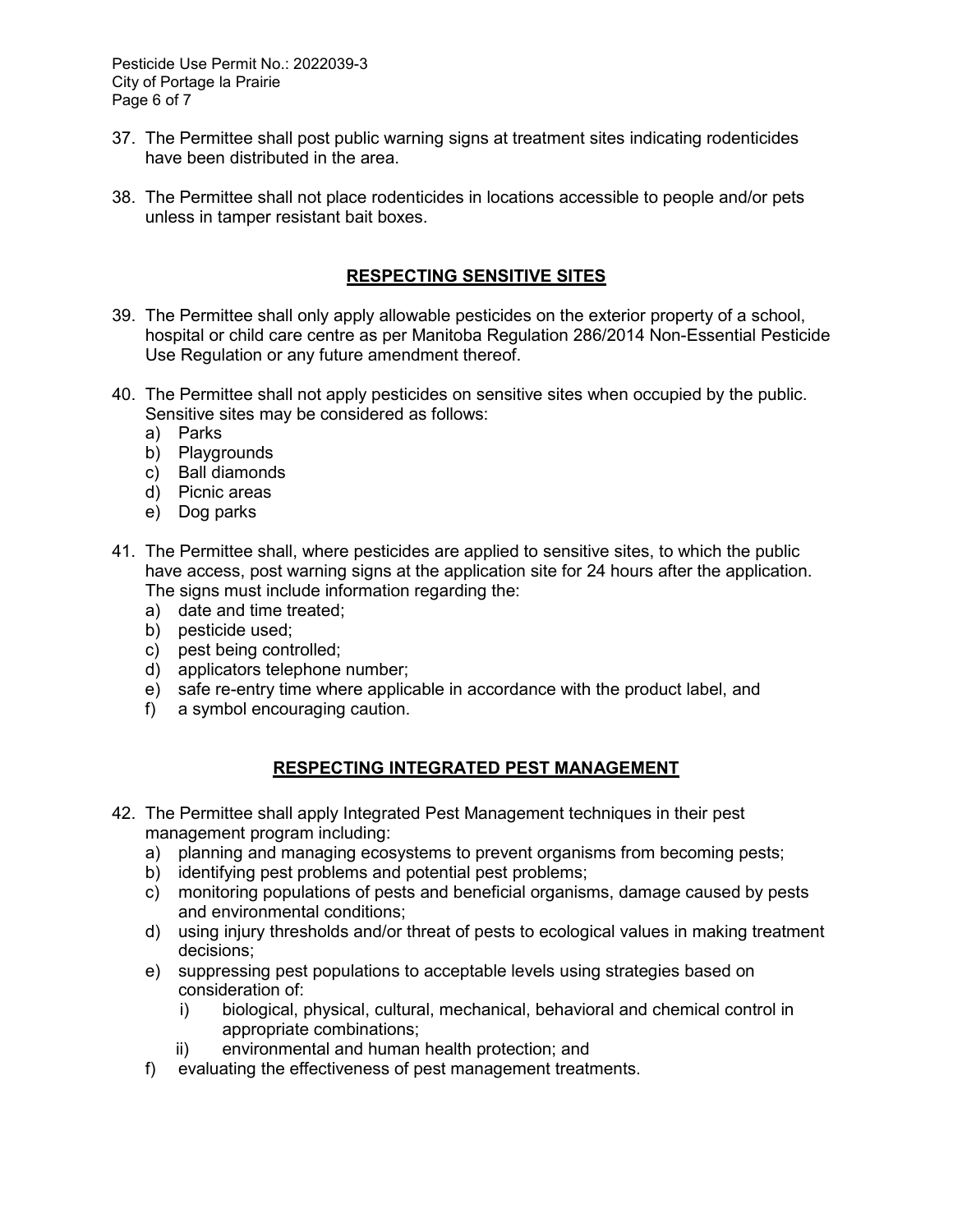37. The Permittee shall post public warning signs at treatment sites indicating rodenticides have been distributed in the area.

38. The Permittee shall not place rodenticides in locations accessible to people and/or pets unless in tamper resistant bait boxes.

## RESPECTING SENSITIVE SITES

39. The Permittee shall only apply allowable pesticides on the exterior property of a school, hospital or child care centre as per Manitoba Regulation 286/2014 Non-Essential Pesticide Use Regulation or any future amendment thereof.

40. The Permittee shall not apply pesticides on sensitive sites when occupied by the public. Sensitive sites may be considered as follows:
    a) Parks
    b) Playgrounds
    c) Ball diamonds
    d) Picnic areas
    e) Dog parks

41. The Permittee shall, where pesticides are applied to sensitive sites, to which the public have access, post warning signs at the application site for 24 hours after the application. The signs must include information regarding the:
    a) date and time treated;
    b) pesticide used;
    c) pest being controlled;
    d) applicators telephone number;
    e) safe re-entry time where applicable in accordance with the product label, and
    f) a symbol encouraging caution.

## RESPECTING INTEGRATED PEST MANAGEMENT

42. The Permittee shall apply Integrated Pest Management techniques in their pest management program including:
    a) planning and managing ecosystems to prevent organisms from becoming pests;
    b) identifying pest problems and potential pest problems;
    c) monitoring populations of pests and beneficial organisms, damage caused by pests and environmental conditions;
    d) using injury thresholds and/or threat of pests to ecological values in making treatment decisions;
    e) suppressing pest populations to acceptable levels using strategies based on consideration of:
        i) biological, physical, cultural, mechanical, behavioral and chemical control in appropriate combinations;
        ii) environmental and human health protection; and
    f) evaluating the effectiveness of pest management treatments.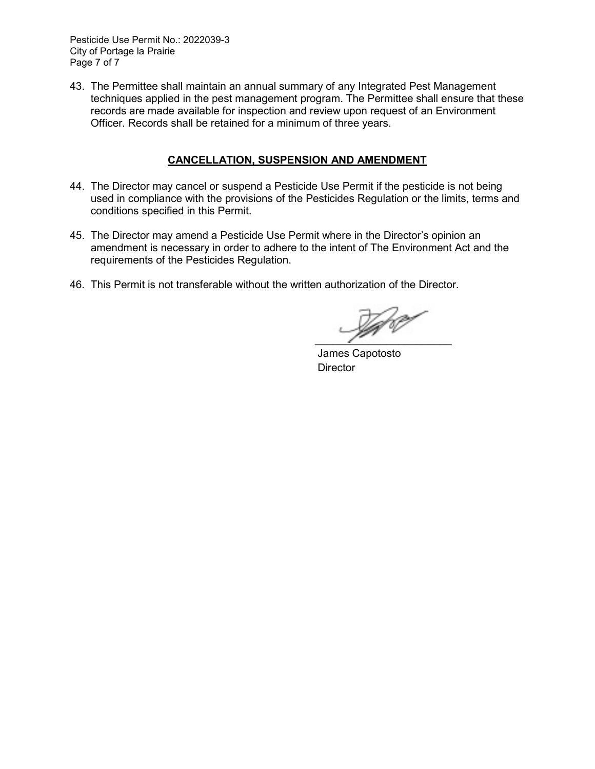43. The Permittee shall maintain an annual summary of any Integrated Pest Management techniques applied in the pest management program. The Permittee shall ensure that these records are made available for inspection and review upon request of an Environment Officer. Records shall be retained for a minimum of three years.

## CANCELLATION, SUSPENSION AND AMENDMENT

44. The Director may cancel or suspend a Pesticide Use Permit if the pesticide is not being used in compliance with the provisions of the Pesticides Regulation or the limits, terms and conditions specified in this Permit.

45. The Director may amend a Pesticide Use Permit where in the Director's opinion an amendment is necessary in order to adhere to the intent of The Environment Act and the requirements of the Pesticides Regulation.

46. This Permit is not transferable without the written authorization of the Director.

James Capotosto
Director